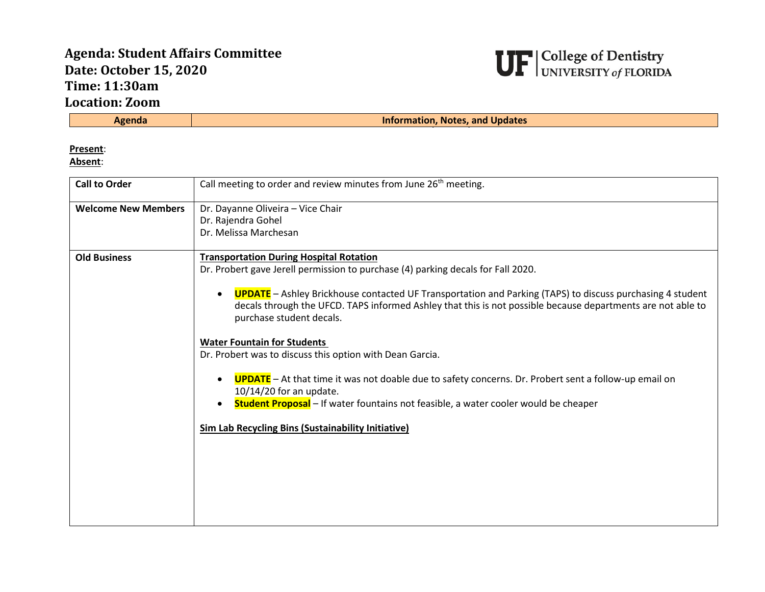# Agenda: Student Affairs Committee
# Date: October 15, 2020
# Time: 11:30am
# Location: Zoom

UF | College of Dentistry UNIVERSITY *of* FLORIDA

| Agenda | Information, Notes, and Updates |
|---|---|

**Present**:
**Absent**:

| Agenda | Information, Notes, and Updates |
|---|---|
| **Call to Order** | Call meeting to order and review minutes from June 26th meeting. |
| **Welcome New Members** | Dr. Dayanne Oliveira – Vice Chair<br>Dr. Rajendra Gohel<br>Dr. Melissa Marchesan |
| **Old Business** | **Transportation During Hospital Rotation**<br>Dr. Probert gave Jerell permission to purchase (4) parking decals for Fall 2020.<br>• **UPDATE** – Ashley Brickhouse contacted UF Transportation and Parking (TAPS) to discuss purchasing 4 student decals through the UFCD. TAPS informed Ashley that this is not possible because departments are not able to purchase student decals.<br><br>**Water Fountain for Students**<br>Dr. Probert was to discuss this option with Dean Garcia.<br>• **UPDATE** – At that time it was not doable due to safety concerns. Dr. Probert sent a follow-up email on 10/14/20 for an update.<br>• **Student Proposal** – If water fountains not feasible, a water cooler would be cheaper<br><br>**Sim Lab Recycling Bins (Sustainability Initiative)** |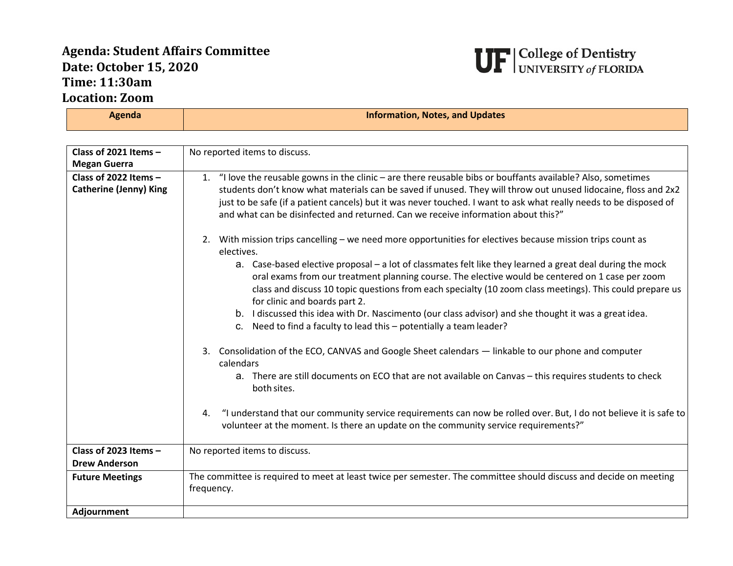# Agenda: Student Affairs Committee
# Date: October 15, 2020
# Time: 11:30am
# Location: Zoom

UF | College of Dentistry UNIVERSITY of FLORIDA

| Agenda | Information, Notes, and Updates |
|---|---|
| **Class of 2021 Items – Megan Guerra** | No reported items to discuss. |
| **Class of 2022 Items – Catherine (Jenny) King** | 1. "I love the reusable gowns in the clinic – are there reusable bibs or bouffants available? Also, sometimes students don't know what materials can be saved if unused. They will throw out unused lidocaine, floss and 2x2 just to be safe (if a patient cancels) but it was never touched. I want to ask what really needs to be disposed of and what can be disinfected and returned. Can we receive information about this?"<br><br>2. With mission trips cancelling – we need more opportunities for electives because mission trips count as electives.<br>a. Case-based elective proposal – a lot of classmates felt like they learned a great deal during the mock oral exams from our treatment planning course. The elective would be centered on 1 case per zoom class and discuss 10 topic questions from each specialty (10 zoom class meetings). This could prepare us for clinic and boards part 2.<br>b. I discussed this idea with Dr. Nascimento (our class advisor) and she thought it was a great idea.<br>c. Need to find a faculty to lead this – potentially a team leader?<br><br>3. Consolidation of the ECO, CANVAS and Google Sheet calendars — linkable to our phone and computer calendars<br>a. There are still documents on ECO that are not available on Canvas – this requires students to check both sites.<br><br>4. "I understand that our community service requirements can now be rolled over. But, I do not believe it is safe to volunteer at the moment. Is there an update on the community service requirements?" |
| **Class of 2023 Items – Drew Anderson** | No reported items to discuss. |
| **Future Meetings** | The committee is required to meet at least twice per semester. The committee should discuss and decide on meeting frequency. |
| **Adjournment** | |